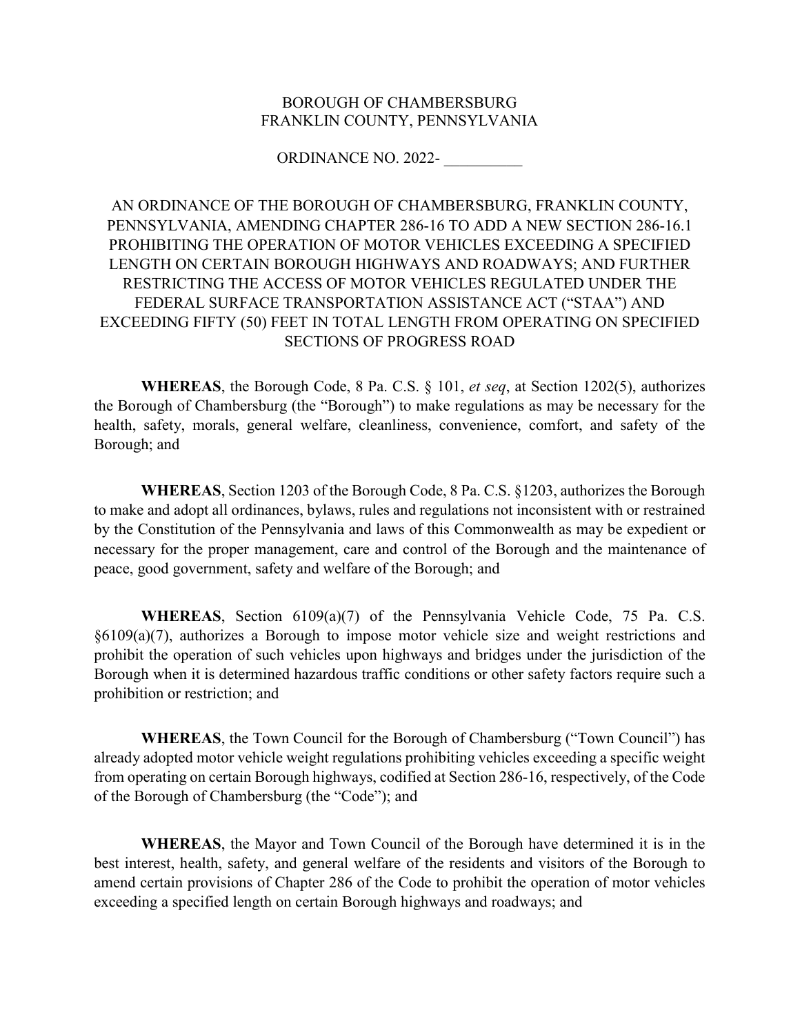# BOROUGH OF CHAMBERSBURG
# FRANKLIN COUNTY, PENNSYLVANIA

## ORDINANCE NO. 2022- __________

AN ORDINANCE OF THE BOROUGH OF CHAMBERSBURG, FRANKLIN COUNTY, PENNSYLVANIA, AMENDING CHAPTER 286-16 TO ADD A NEW SECTION 286-16.1 PROHIBITING THE OPERATION OF MOTOR VEHICLES EXCEEDING A SPECIFIED LENGTH ON CERTAIN BOROUGH HIGHWAYS AND ROADWAYS; AND FURTHER RESTRICTING THE ACCESS OF MOTOR VEHICLES REGULATED UNDER THE FEDERAL SURFACE TRANSPORTATION ASSISTANCE ACT ("STAA") AND EXCEEDING FIFTY (50) FEET IN TOTAL LENGTH FROM OPERATING ON SPECIFIED SECTIONS OF PROGRESS ROAD

**WHEREAS**, the Borough Code, 8 Pa. C.S. § 101, *et seq*, at Section 1202(5), authorizes the Borough of Chambersburg (the "Borough") to make regulations as may be necessary for the health, safety, morals, general welfare, cleanliness, convenience, comfort, and safety of the Borough; and

**WHEREAS**, Section 1203 of the Borough Code, 8 Pa. C.S. §1203, authorizes the Borough to make and adopt all ordinances, bylaws, rules and regulations not inconsistent with or restrained by the Constitution of the Pennsylvania and laws of this Commonwealth as may be expedient or necessary for the proper management, care and control of the Borough and the maintenance of peace, good government, safety and welfare of the Borough; and

**WHEREAS**, Section 6109(a)(7) of the Pennsylvania Vehicle Code, 75 Pa. C.S. §6109(a)(7), authorizes a Borough to impose motor vehicle size and weight restrictions and prohibit the operation of such vehicles upon highways and bridges under the jurisdiction of the Borough when it is determined hazardous traffic conditions or other safety factors require such a prohibition or restriction; and

**WHEREAS**, the Town Council for the Borough of Chambersburg ("Town Council") has already adopted motor vehicle weight regulations prohibiting vehicles exceeding a specific weight from operating on certain Borough highways, codified at Section 286-16, respectively, of the Code of the Borough of Chambersburg (the "Code"); and

**WHEREAS**, the Mayor and Town Council of the Borough have determined it is in the best interest, health, safety, and general welfare of the residents and visitors of the Borough to amend certain provisions of Chapter 286 of the Code to prohibit the operation of motor vehicles exceeding a specified length on certain Borough highways and roadways; and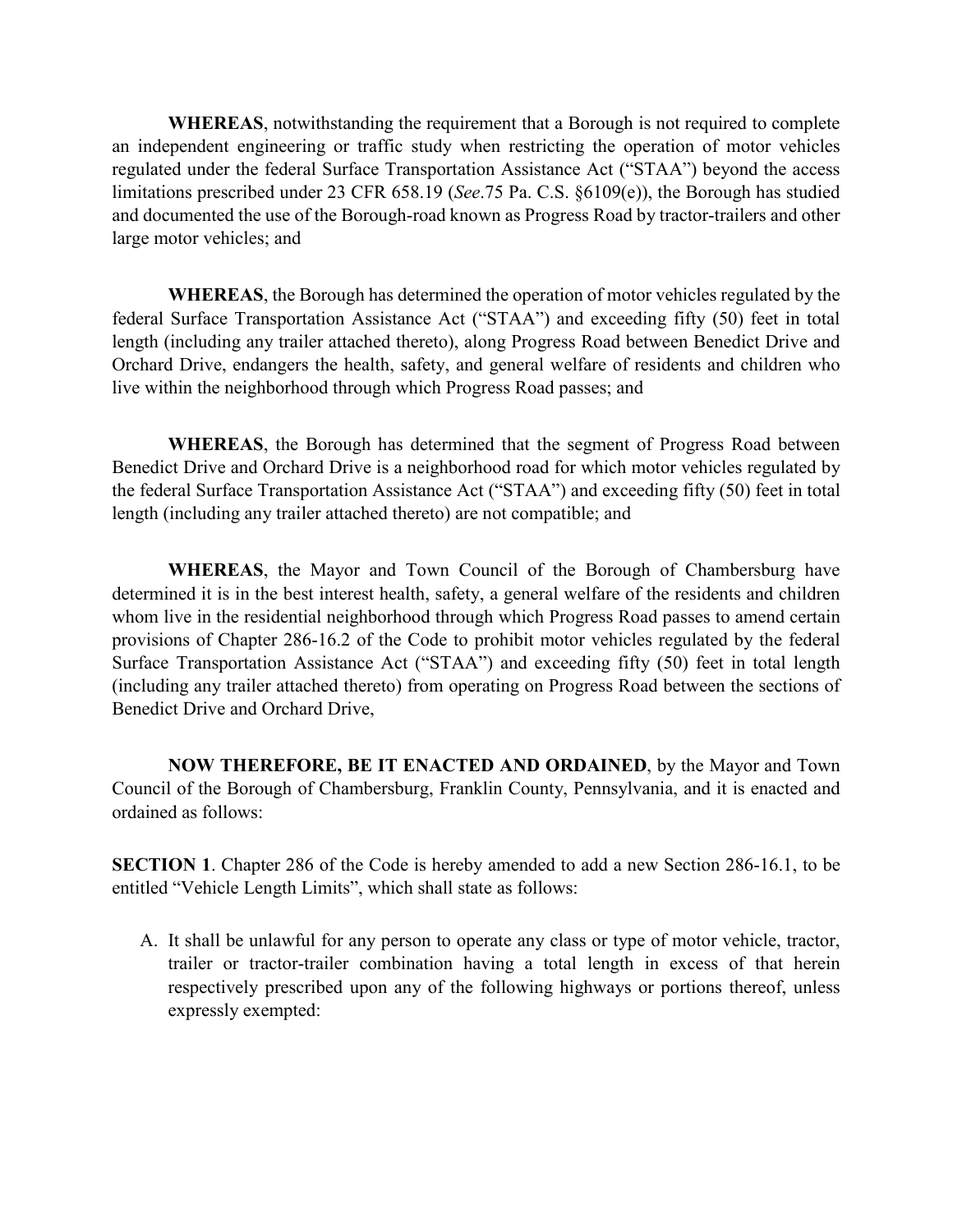**WHEREAS**, notwithstanding the requirement that a Borough is not required to complete an independent engineering or traffic study when restricting the operation of motor vehicles regulated under the federal Surface Transportation Assistance Act ("STAA") beyond the access limitations prescribed under 23 CFR 658.19 (*See*.75 Pa. C.S. §6109(e)), the Borough has studied and documented the use of the Borough-road known as Progress Road by tractor-trailers and other large motor vehicles; and

**WHEREAS**, the Borough has determined the operation of motor vehicles regulated by the federal Surface Transportation Assistance Act ("STAA") and exceeding fifty (50) feet in total length (including any trailer attached thereto), along Progress Road between Benedict Drive and Orchard Drive, endangers the health, safety, and general welfare of residents and children who live within the neighborhood through which Progress Road passes; and

**WHEREAS**, the Borough has determined that the segment of Progress Road between Benedict Drive and Orchard Drive is a neighborhood road for which motor vehicles regulated by the federal Surface Transportation Assistance Act ("STAA") and exceeding fifty (50) feet in total length (including any trailer attached thereto) are not compatible; and

**WHEREAS**, the Mayor and Town Council of the Borough of Chambersburg have determined it is in the best interest health, safety, a general welfare of the residents and children whom live in the residential neighborhood through which Progress Road passes to amend certain provisions of Chapter 286-16.2 of the Code to prohibit motor vehicles regulated by the federal Surface Transportation Assistance Act ("STAA") and exceeding fifty (50) feet in total length (including any trailer attached thereto) from operating on Progress Road between the sections of Benedict Drive and Orchard Drive,

**NOW THEREFORE, BE IT ENACTED AND ORDAINED**, by the Mayor and Town Council of the Borough of Chambersburg, Franklin County, Pennsylvania, and it is enacted and ordained as follows:

**SECTION 1**. Chapter 286 of the Code is hereby amended to add a new Section 286-16.1, to be entitled "Vehicle Length Limits", which shall state as follows:

A. It shall be unlawful for any person to operate any class or type of motor vehicle, tractor, trailer or tractor-trailer combination having a total length in excess of that herein respectively prescribed upon any of the following highways or portions thereof, unless expressly exempted: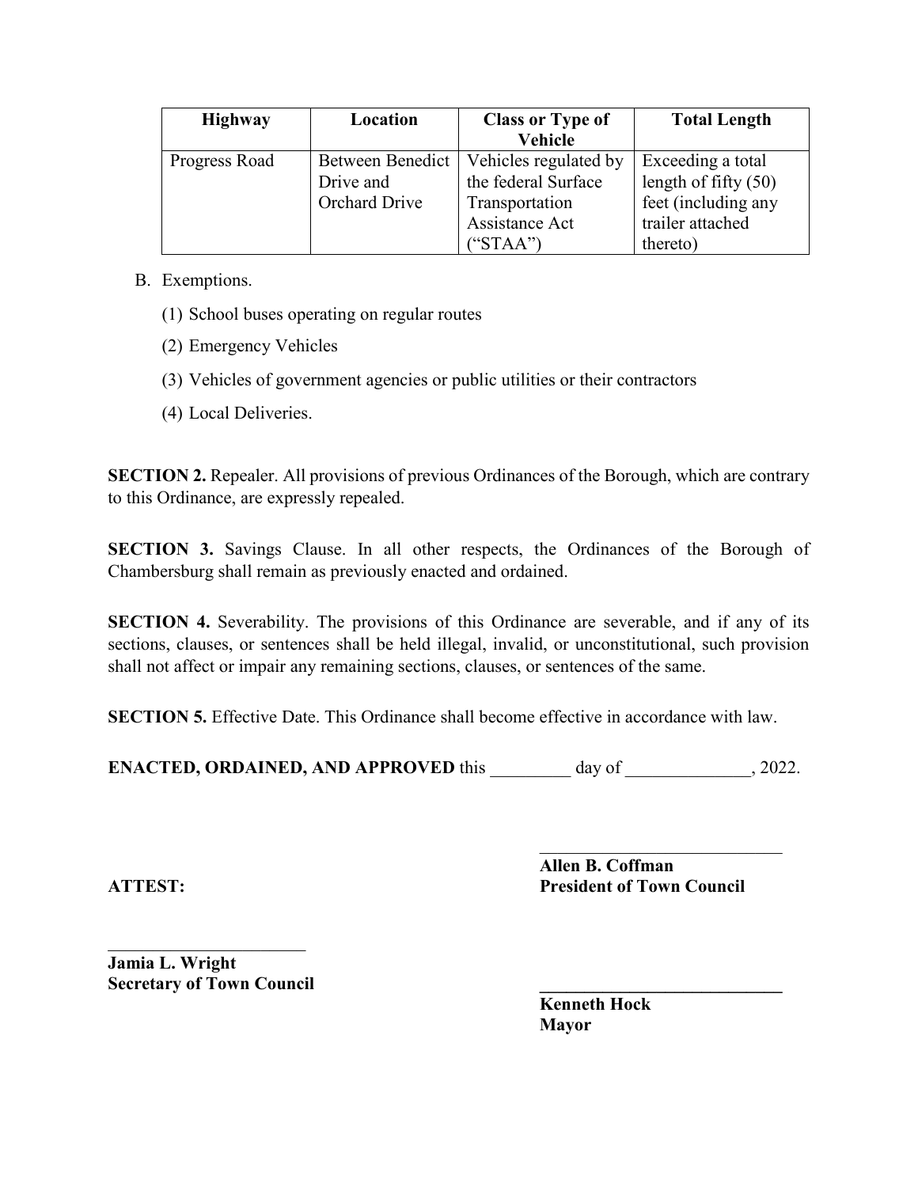| Highway | Location | Class or Type of Vehicle | Total Length |
|---|---|---|---|
| Progress Road | Between Benedict Drive and Orchard Drive | Vehicles regulated by the federal Surface Transportation Assistance Act ("STAA") | Exceeding a total length of fifty (50) feet (including any trailer attached thereto) |

B. Exemptions.

(1) School buses operating on regular routes

(2) Emergency Vehicles

(3) Vehicles of government agencies or public utilities or their contractors

(4) Local Deliveries.

**SECTION 2.** Repealer. All provisions of previous Ordinances of the Borough, which are contrary to this Ordinance, are expressly repealed.

**SECTION 3.** Savings Clause. In all other respects, the Ordinances of the Borough of Chambersburg shall remain as previously enacted and ordained.

**SECTION 4.** Severability. The provisions of this Ordinance are severable, and if any of its sections, clauses, or sentences shall be held illegal, invalid, or unconstitutional, such provision shall not affect or impair any remaining sections, clauses, or sentences of the same.

**SECTION 5.** Effective Date. This Ordinance shall become effective in accordance with law.

**ENACTED, ORDAINED, AND APPROVED** this _________ day of ______________, 2022.

_____________________________
**Allen B. Coffman**
**President of Town Council**

**ATTEST:**

_______________________
**Jamia L. Wright**
**Secretary of Town Council**

_____________________________
**Kenneth Hock**
**Mayor**